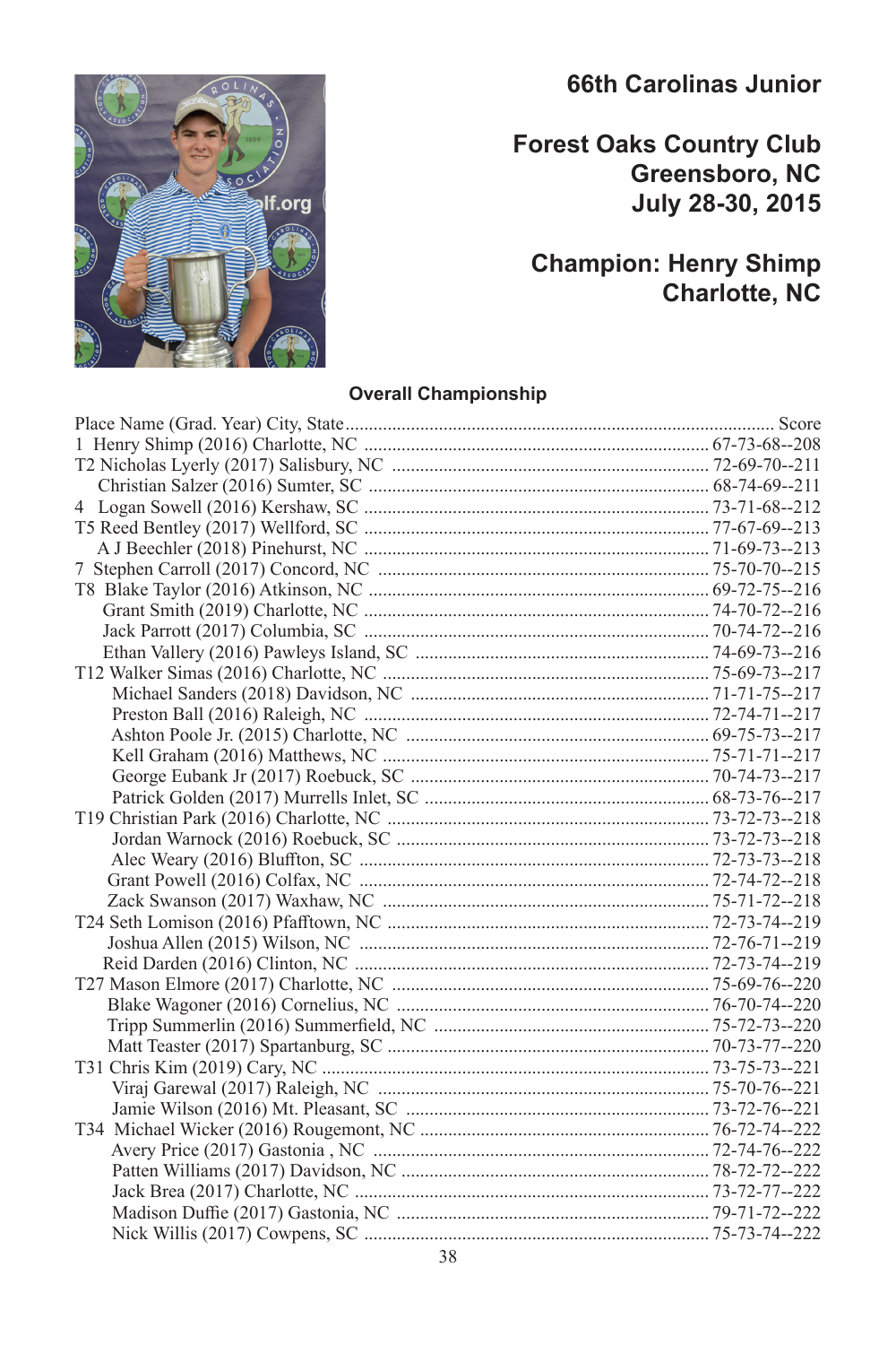# 66th Carolinas Junior

## Forest Oaks Country Club
## Greensboro, NC
## July 28-30, 2015

## Champion: Henry Shimp
## Charlotte, NC

### Overall Championship

| Place | Name (Grad. Year) City, State | Score |
|---|---|---|
| 1 | Henry Shimp (2016) Charlotte, NC | 67-73-68--208 |
| T2 | Nicholas Lyerly (2017) Salisbury, NC | 72-69-70--211 |
| | Christian Salzer (2016) Sumter, SC | 68-74-69--211 |
| 4 | Logan Sowell (2016) Kershaw, SC | 73-71-68--212 |
| T5 | Reed Bentley (2017) Wellford, SC | 77-67-69--213 |
| | A J Beechler (2018) Pinehurst, NC | 71-69-73--213 |
| 7 | Stephen Carroll (2017) Concord, NC | 75-70-70--215 |
| T8 | Blake Taylor (2016) Atkinson, NC | 69-72-75--216 |
| | Grant Smith (2019) Charlotte, NC | 74-70-72--216 |
| | Jack Parrott (2017) Columbia, SC | 70-74-72--216 |
| | Ethan Vallery (2016) Pawleys Island, SC | 74-69-73--216 |
| T12 | Walker Simas (2016) Charlotte, NC | 75-69-73--217 |
| | Michael Sanders (2018) Davidson, NC | 71-71-75--217 |
| | Preston Ball (2016) Raleigh, NC | 72-74-71--217 |
| | Ashton Poole Jr. (2015) Charlotte, NC | 69-75-73--217 |
| | Kell Graham (2016) Matthews, NC | 75-71-71--217 |
| | George Eubank Jr (2017) Roebuck, SC | 70-74-73--217 |
| | Patrick Golden (2017) Murrells Inlet, SC | 68-73-76--217 |
| T19 | Christian Park (2016) Charlotte, NC | 73-72-73--218 |
| | Jordan Warnock (2016) Roebuck, SC | 73-72-73--218 |
| | Alec Weary (2016) Bluffton, SC | 72-73-73--218 |
| | Grant Powell (2016) Colfax, NC | 72-74-72--218 |
| | Zack Swanson (2017) Waxhaw, NC | 75-71-72--218 |
| T24 | Seth Lomison (2016) Pfafftown, NC | 72-73-74--219 |
| | Joshua Allen (2015) Wilson, NC | 72-76-71--219 |
| | Reid Darden (2016) Clinton, NC | 72-73-74--219 |
| T27 | Mason Elmore (2017) Charlotte, NC | 75-69-76--220 |
| | Blake Wagoner (2016) Cornelius, NC | 76-70-74--220 |
| | Tripp Summerlin (2016) Summerfield, NC | 75-72-73--220 |
| | Matt Teaster (2017) Spartanburg, SC | 70-73-77--220 |
| T31 | Chris Kim (2019) Cary, NC | 73-75-73--221 |
| | Viraj Garewal (2017) Raleigh, NC | 75-70-76--221 |
| | Jamie Wilson (2016) Mt. Pleasant, SC | 73-72-76--221 |
| T34 | Michael Wicker (2016) Rougemont, NC | 76-72-74--222 |
| | Avery Price (2017) Gastonia , NC | 72-74-76--222 |
| | Patten Williams (2017) Davidson, NC | 78-72-72--222 |
| | Jack Brea (2017) Charlotte, NC | 73-72-77--222 |
| | Madison Duffie (2017) Gastonia, NC | 79-71-72--222 |
| | Nick Willis (2017) Cowpens, SC | 75-73-74--222 |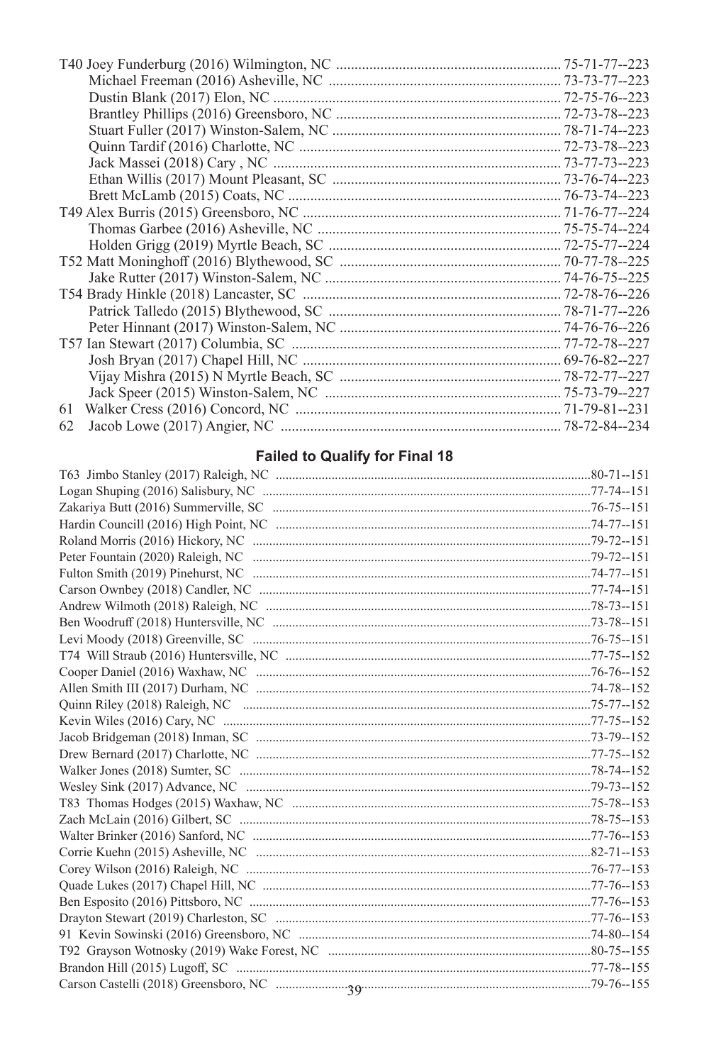| Pos. | Player | Scores |
|---|---|---|
| T40 | Joey Funderburg (2016) Wilmington, NC | 75-71-77--223 |
| | Michael Freeman (2016) Asheville, NC | 73-73-77--223 |
| | Dustin Blank (2017) Elon, NC | 72-75-76--223 |
| | Brantley Phillips (2016) Greensboro, NC | 72-73-78--223 |
| | Stuart Fuller (2017) Winston-Salem, NC | 78-71-74--223 |
| | Quinn Tardif (2016) Charlotte, NC | 72-73-78--223 |
| | Jack Massei (2018) Cary , NC | 73-77-73--223 |
| | Ethan Willis (2017) Mount Pleasant, SC | 73-76-74--223 |
| | Brett McLamb (2015) Coats, NC | 76-73-74--223 |
| T49 | Alex Burris (2015) Greensboro, NC | 71-76-77--224 |
| | Thomas Garbee (2016) Asheville, NC | 75-75-74--224 |
| | Holden Grigg (2019) Myrtle Beach, SC | 72-75-77--224 |
| T52 | Matt Moninghoff (2016) Blythewood, SC | 70-77-78--225 |
| | Jake Rutter (2017) Winston-Salem, NC | 74-76-75--225 |
| T54 | Brady Hinkle (2018) Lancaster, SC | 72-78-76--226 |
| | Patrick Talledo (2015) Blythewood, SC | 78-71-77--226 |
| | Peter Hinnant (2017) Winston-Salem, NC | 74-76-76--226 |
| T57 | Ian Stewart (2017) Columbia, SC | 77-72-78--227 |
| | Josh Bryan (2017) Chapel Hill, NC | 69-76-82--227 |
| | Vijay Mishra (2015) N Myrtle Beach, SC | 78-72-77--227 |
| | Jack Speer (2015) Winston-Salem, NC | 75-73-79--227 |
| 61 | Walker Cress (2016) Concord, NC | 71-79-81--231 |
| 62 | Jacob Lowe (2017) Angier, NC | 78-72-84--234 |

### Failed to Qualify for Final 18

| Pos. | Player | Scores |
|---|---|---|
| T63 | Jimbo Stanley (2017) Raleigh, NC | 80-71--151 |
| | Logan Shuping (2016) Salisbury, NC | 77-74--151 |
| | Zakariya Butt (2016) Summerville, SC | 76-75--151 |
| | Hardin Councill (2016) High Point, NC | 74-77--151 |
| | Roland Morris (2016) Hickory, NC | 79-72--151 |
| | Peter Fountain (2020) Raleigh, NC | 79-72--151 |
| | Fulton Smith (2019) Pinehurst, NC | 74-77--151 |
| | Carson Ownbey (2018) Candler, NC | 77-74--151 |
| | Andrew Wilmoth (2018) Raleigh, NC | 78-73--151 |
| | Ben Woodruff (2018) Huntersville, NC | 73-78--151 |
| | Levi Moody (2018) Greenville, SC | 76-75--151 |
| T74 | Will Straub (2016) Huntersville, NC | 77-75--152 |
| | Cooper Daniel (2016) Waxhaw, NC | 76-76--152 |
| | Allen Smith III (2017) Durham, NC | 74-78--152 |
| | Quinn Riley (2018) Raleigh, NC | 75-77--152 |
| | Kevin Wiles (2016) Cary, NC | 77-75--152 |
| | Jacob Bridgeman (2018) Inman, SC | 73-79--152 |
| | Drew Bernard (2017) Charlotte, NC | 77-75--152 |
| | Walker Jones (2018) Sumter, SC | 78-74--152 |
| | Wesley Sink (2017) Advance, NC | 79-73--152 |
| T83 | Thomas Hodges (2015) Waxhaw, NC | 75-78--153 |
| | Zach McLain (2016) Gilbert, SC | 78-75--153 |
| | Walter Brinker (2016) Sanford, NC | 77-76--153 |
| | Corrie Kuehn (2015) Asheville, NC | 82-71--153 |
| | Corey Wilson (2016) Raleigh, NC | 76-77--153 |
| | Quade Lukes (2017) Chapel Hill, NC | 77-76--153 |
| | Ben Esposito (2016) Pittsboro, NC | 77-76--153 |
| | Drayton Stewart (2019) Charleston, SC | 77-76--153 |
| 91 | Kevin Sowinski (2016) Greensboro, NC | 74-80--154 |
| T92 | Grayson Wotnosky (2019) Wake Forest, NC | 80-75--155 |
| | Brandon Hill (2015) Lugoff, SC | 77-78--155 |
| | Carson Castelli (2018) Greensboro, NC | 79-76--155 |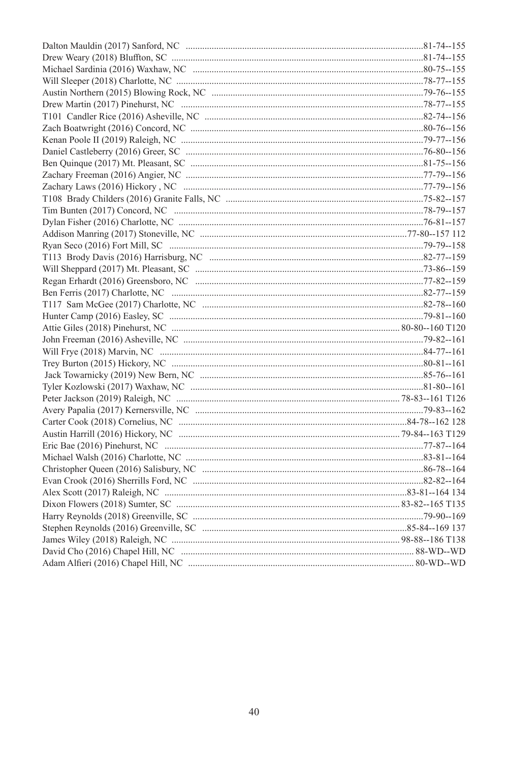Dalton Mauldin (2017) Sanford, NC ....................................................................................................81-74--155
Drew Weary (2018) Bluffton, SC ..........................................................................................................81-74--155
Michael Sardinia (2016) Waxhaw, NC .................................................................................................80-75--155
Will Sleeper (2018) Charlotte, NC ........................................................................................................78-77--155
Austin Northern (2015) Blowing Rock, NC .........................................................................................79-76--155
Drew Martin (2017) Pinehurst, NC .......................................................................................................78-77--155
T101 Candler Rice (2016) Asheville, NC .............................................................................................82-74--156
Zach Boatwright (2016) Concord, NC ..................................................................................................80-76--156
Kenan Poole II (2019) Raleigh, NC ......................................................................................................79-77--156
Daniel Castleberry (2016) Greer, SC ....................................................................................................76-80--156
Ben Quinque (2017) Mt. Pleasant, SC ..................................................................................................81-75--156
Zachary Freeman (2016) Angier, NC ....................................................................................................77-79--156
Zachary Laws (2016) Hickory , NC .....................................................................................................77-79--156
T108 Brady Childers (2016) Granite Falls, NC ....................................................................................75-82--157
Tim Bunten (2017) Concord, NC .........................................................................................................78-79--157
Dylan Fisher (2016) Charlotte, NC .......................................................................................................76-81--157
Addison Manring (2017) Stoneville, NC .......................................................................................77-80--157 112
Ryan Seco (2016) Fort Mill, SC ...........................................................................................................79-79--158
T113 Brody Davis (2016) Harrisburg, NC ...........................................................................................82-77--159
Will Sheppard (2017) Mt. Pleasant, SC ................................................................................................73-86--159
Regan Erhardt (2016) Greensboro, NC ................................................................................................77-82--159
Ben Ferris (2017) Charlotte, NC ..........................................................................................................82-77--159
T117 Sam McGee (2017) Charlotte, NC .............................................................................................82-78--160
Hunter Camp (2016) Easley, SC ...........................................................................................................79-81--160
Attie Giles (2018) Pinehurst, NC ............................................................................................... 80-80--160 T120
John Freeman (2016) Asheville, NC .....................................................................................................79-82--161
Will Frye (2018) Marvin, NC ...............................................................................................................84-77--161
Trey Burton (2015) Hickory, NC .........................................................................................................80-81--161
Jack Towarnicky (2019) New Bern, NC ..............................................................................................85-76--161
Tyler Kozlowski (2017) Waxhaw, NC ..................................................................................................81-80--161
Peter Jackson (2019) Raleigh, NC ............................................................................................... 78-83--161 T126
Avery Papalia (2017) Kernersville, NC ................................................................................................79-83--162
Carter Cook (2018) Cornelius, NC ................................................................................................84-78--162 128
Austin Harrill (2016) Hickory, NC ............................................................................................. 79-84--163 T129
Eric Bae (2016) Pinehurst, NC .............................................................................................................77-87--164
Michael Walsh (2016) Charlotte, NC ....................................................................................................83-81--164
Christopher Queen (2016) Salisbury, NC .............................................................................................86-78--164
Evan Crook (2016) Sherrills Ford, NC .................................................................................................82-82--164
Alex Scott (2017) Raleigh, NC ......................................................................................................83-81--164 134
Dixon Flowers (2018) Sumter, SC ............................................................................................... 83-82--165 T135
Harry Reynolds (2018) Greenville, SC .................................................................................................79-90--169
Stephen Reynolds (2016) Greenville, SC .......................................................................................85-84--169 137
James Wiley (2018) Raleigh, NC ................................................................................................ 98-88--186 T138
David Cho (2016) Chapel Hill, NC .................................................................................................. 88-WD--WD
Adam Alfieri (2016) Chapel Hill, NC ............................................................................................... 80-WD--WD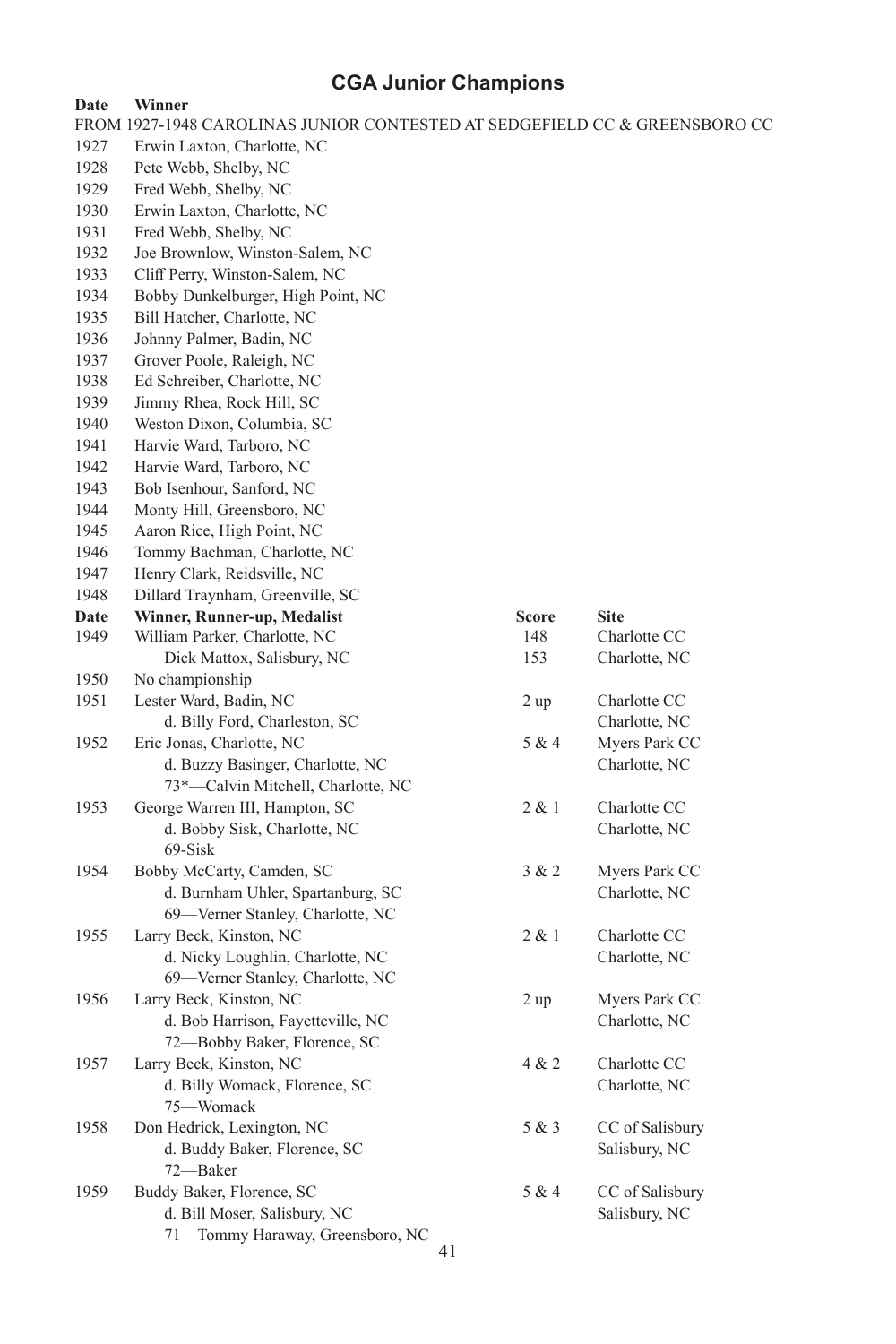## CGA Junior Champions

| Date | Winner |
|---|---|
| FROM 1927-1948 CAROLINAS JUNIOR CONTESTED AT SEDGEFIELD CC & GREENSBORO CC | |
| 1927 | Erwin Laxton, Charlotte, NC |
| 1928 | Pete Webb, Shelby, NC |
| 1929 | Fred Webb, Shelby, NC |
| 1930 | Erwin Laxton, Charlotte, NC |
| 1931 | Fred Webb, Shelby, NC |
| 1932 | Joe Brownlow, Winston-Salem, NC |
| 1933 | Cliff Perry, Winston-Salem, NC |
| 1934 | Bobby Dunkelburger, High Point, NC |
| 1935 | Bill Hatcher, Charlotte, NC |
| 1936 | Johnny Palmer, Badin, NC |
| 1937 | Grover Poole, Raleigh, NC |
| 1938 | Ed Schreiber, Charlotte, NC |
| 1939 | Jimmy Rhea, Rock Hill, SC |
| 1940 | Weston Dixon, Columbia, SC |
| 1941 | Harvie Ward, Tarboro, NC |
| 1942 | Harvie Ward, Tarboro, NC |
| 1943 | Bob Isenhour, Sanford, NC |
| 1944 | Monty Hill, Greensboro, NC |
| 1945 | Aaron Rice, High Point, NC |
| 1946 | Tommy Bachman, Charlotte, NC |
| 1947 | Henry Clark, Reidsville, NC |
| 1948 | Dillard Traynham, Greenville, SC |

| Date | Winner, Runner-up, Medalist | Score | Site |
|---|---|---|---|
| 1949 | William Parker, Charlotte, NC | 148 | Charlotte CC |
| | Dick Mattox, Salisbury, NC | 153 | Charlotte, NC |
| 1950 | No championship | | |
| 1951 | Lester Ward, Badin, NC | 2 up | Charlotte CC |
| | d. Billy Ford, Charleston, SC | | Charlotte, NC |
| 1952 | Eric Jonas, Charlotte, NC | 5 & 4 | Myers Park CC |
| | d. Buzzy Basinger, Charlotte, NC | | Charlotte, NC |
| | 73*—Calvin Mitchell, Charlotte, NC | | |
| 1953 | George Warren III, Hampton, SC | 2 & 1 | Charlotte CC |
| | d. Bobby Sisk, Charlotte, NC | | Charlotte, NC |
| | 69-Sisk | | |
| 1954 | Bobby McCarty, Camden, SC | 3 & 2 | Myers Park CC |
| | d. Burnham Uhler, Spartanburg, SC | | Charlotte, NC |
| | 69—Verner Stanley, Charlotte, NC | | |
| 1955 | Larry Beck, Kinston, NC | 2 & 1 | Charlotte CC |
| | d. Nicky Loughlin, Charlotte, NC | | Charlotte, NC |
| | 69—Verner Stanley, Charlotte, NC | | |
| 1956 | Larry Beck, Kinston, NC | 2 up | Myers Park CC |
| | d. Bob Harrison, Fayetteville, NC | | Charlotte, NC |
| | 72—Bobby Baker, Florence, SC | | |
| 1957 | Larry Beck, Kinston, NC | 4 & 2 | Charlotte CC |
| | d. Billy Womack, Florence, SC | | Charlotte, NC |
| | 75—Womack | | |
| 1958 | Don Hedrick, Lexington, NC | 5 & 3 | CC of Salisbury |
| | d. Buddy Baker, Florence, SC | | Salisbury, NC |
| | 72—Baker | | |
| 1959 | Buddy Baker, Florence, SC | 5 & 4 | CC of Salisbury |
| | d. Bill Moser, Salisbury, NC | | Salisbury, NC |
| | 71—Tommy Haraway, Greensboro, NC | | |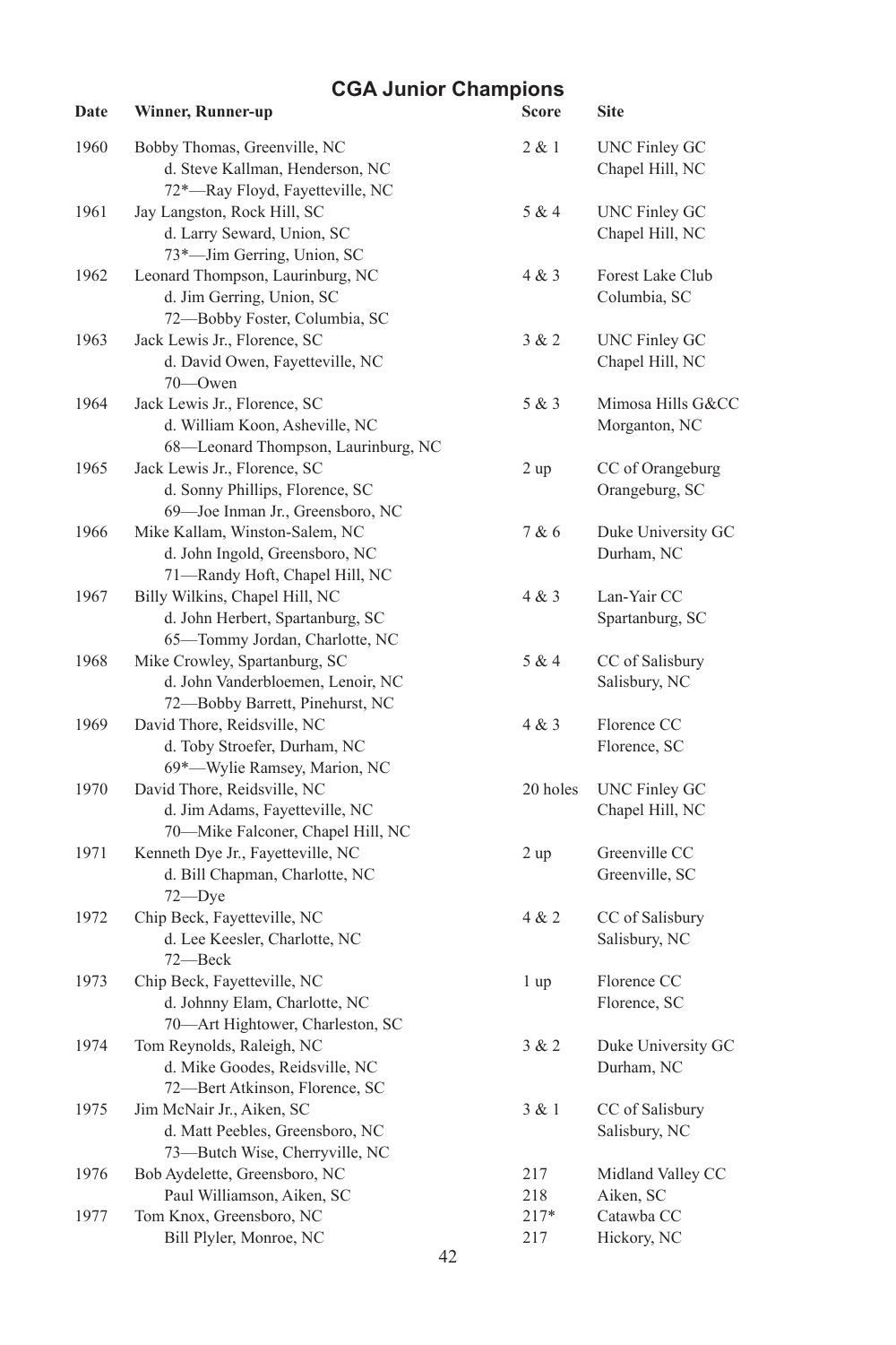# CGA Junior Champions

| Date | Winner, Runner-up | Score | Site |
|---|---|---|---|
| 1960 | Bobby Thomas, Greenville, NC | 2 & 1 | UNC Finley GC |
| | d. Steve Kallman, Henderson, NC | | Chapel Hill, NC |
| | 72*—Ray Floyd, Fayetteville, NC | | |
| 1961 | Jay Langston, Rock Hill, SC | 5 & 4 | UNC Finley GC |
| | d. Larry Seward, Union, SC | | Chapel Hill, NC |
| | 73*—Jim Gerring, Union, SC | | |
| 1962 | Leonard Thompson, Laurinburg, NC | 4 & 3 | Forest Lake Club |
| | d. Jim Gerring, Union, SC | | Columbia, SC |
| | 72—Bobby Foster, Columbia, SC | | |
| 1963 | Jack Lewis Jr., Florence, SC | 3 & 2 | UNC Finley GC |
| | d. David Owen, Fayetteville, NC | | Chapel Hill, NC |
| | 70—Owen | | |
| 1964 | Jack Lewis Jr., Florence, SC | 5 & 3 | Mimosa Hills G&CC |
| | d. William Koon, Asheville, NC | | Morganton, NC |
| | 68—Leonard Thompson, Laurinburg, NC | | |
| 1965 | Jack Lewis Jr., Florence, SC | 2 up | CC of Orangeburg |
| | d. Sonny Phillips, Florence, SC | | Orangeburg, SC |
| | 69—Joe Inman Jr., Greensboro, NC | | |
| 1966 | Mike Kallam, Winston-Salem, NC | 7 & 6 | Duke University GC |
| | d. John Ingold, Greensboro, NC | | Durham, NC |
| | 71—Randy Hoft, Chapel Hill, NC | | |
| 1967 | Billy Wilkins, Chapel Hill, NC | 4 & 3 | Lan-Yair CC |
| | d. John Herbert, Spartanburg, SC | | Spartanburg, SC |
| | 65—Tommy Jordan, Charlotte, NC | | |
| 1968 | Mike Crowley, Spartanburg, SC | 5 & 4 | CC of Salisbury |
| | d. John Vanderbloemen, Lenoir, NC | | Salisbury, NC |
| | 72—Bobby Barrett, Pinehurst, NC | | |
| 1969 | David Thore, Reidsville, NC | 4 & 3 | Florence CC |
| | d. Toby Stroefer, Durham, NC | | Florence, SC |
| | 69*—Wylie Ramsey, Marion, NC | | |
| 1970 | David Thore, Reidsville, NC | 20 holes | UNC Finley GC |
| | d. Jim Adams, Fayetteville, NC | | Chapel Hill, NC |
| | 70—Mike Falconer, Chapel Hill, NC | | |
| 1971 | Kenneth Dye Jr., Fayetteville, NC | 2 up | Greenville CC |
| | d. Bill Chapman, Charlotte, NC | | Greenville, SC |
| | 72—Dye | | |
| 1972 | Chip Beck, Fayetteville, NC | 4 & 2 | CC of Salisbury |
| | d. Lee Keesler, Charlotte, NC | | Salisbury, NC |
| | 72—Beck | | |
| 1973 | Chip Beck, Fayetteville, NC | 1 up | Florence CC |
| | d. Johnny Elam, Charlotte, NC | | Florence, SC |
| | 70—Art Hightower, Charleston, SC | | |
| 1974 | Tom Reynolds, Raleigh, NC | 3 & 2 | Duke University GC |
| | d. Mike Goodes, Reidsville, NC | | Durham, NC |
| | 72—Bert Atkinson, Florence, SC | | |
| 1975 | Jim McNair Jr., Aiken, SC | 3 & 1 | CC of Salisbury |
| | d. Matt Peebles, Greensboro, NC | | Salisbury, NC |
| | 73—Butch Wise, Cherryville, NC | | |
| 1976 | Bob Aydelette, Greensboro, NC | 217 | Midland Valley CC |
| | Paul Williamson, Aiken, SC | 218 | Aiken, SC |
| 1977 | Tom Knox, Greensboro, NC | 217* | Catawba CC |
| | Bill Plyler, Monroe, NC | 217 | Hickory, NC |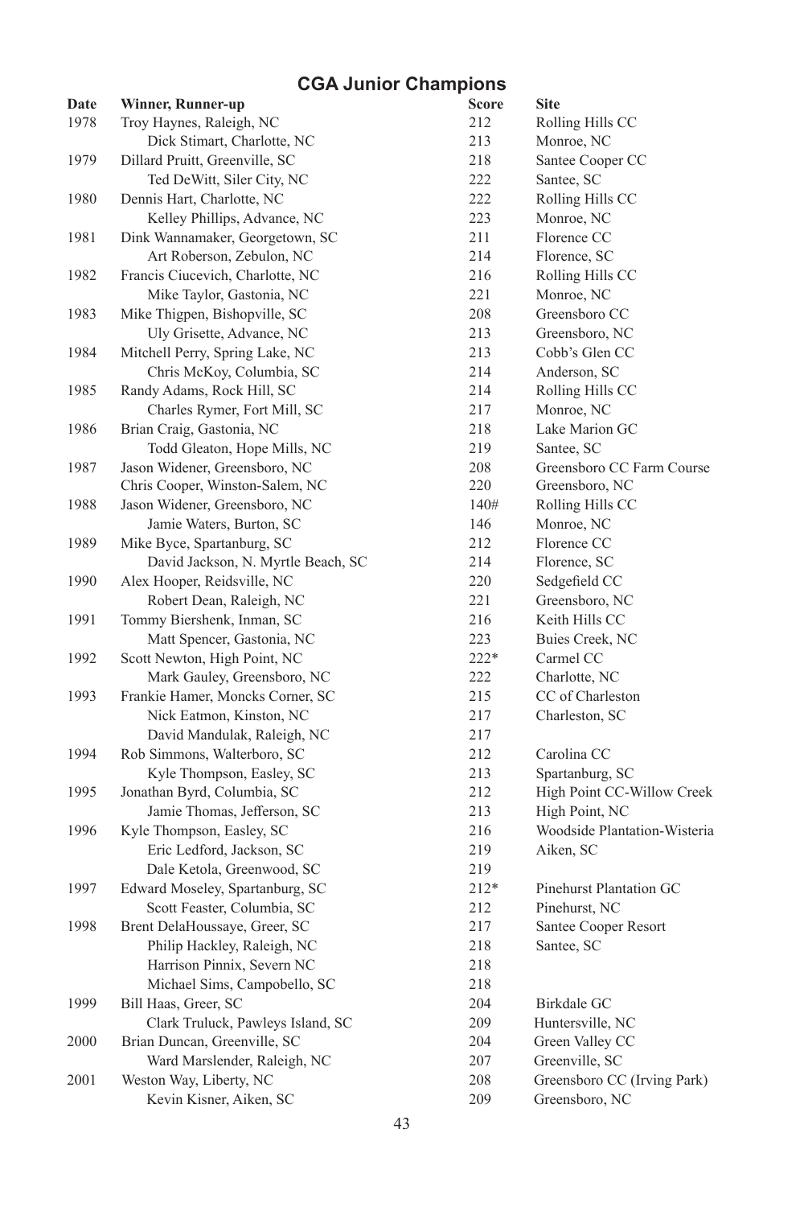## CGA Junior Champions

| Date | Winner, Runner-up | Score | Site |
|---|---|---|---|
| 1978 | Troy Haynes, Raleigh, NC | 212 | Rolling Hills CC |
| | Dick Stimart, Charlotte, NC | 213 | Monroe, NC |
| 1979 | Dillard Pruitt, Greenville, SC | 218 | Santee Cooper CC |
| | Ted DeWitt, Siler City, NC | 222 | Santee, SC |
| 1980 | Dennis Hart, Charlotte, NC | 222 | Rolling Hills CC |
| | Kelley Phillips, Advance, NC | 223 | Monroe, NC |
| 1981 | Dink Wannamaker, Georgetown, SC | 211 | Florence CC |
| | Art Roberson, Zebulon, NC | 214 | Florence, SC |
| 1982 | Francis Ciucevich, Charlotte, NC | 216 | Rolling Hills CC |
| | Mike Taylor, Gastonia, NC | 221 | Monroe, NC |
| 1983 | Mike Thigpen, Bishopville, SC | 208 | Greensboro CC |
| | Uly Grisette, Advance, NC | 213 | Greensboro, NC |
| 1984 | Mitchell Perry, Spring Lake, NC | 213 | Cobb's Glen CC |
| | Chris McKoy, Columbia, SC | 214 | Anderson, SC |
| 1985 | Randy Adams, Rock Hill, SC | 214 | Rolling Hills CC |
| | Charles Rymer, Fort Mill, SC | 217 | Monroe, NC |
| 1986 | Brian Craig, Gastonia, NC | 218 | Lake Marion GC |
| | Todd Gleaton, Hope Mills, NC | 219 | Santee, SC |
| 1987 | Jason Widener, Greensboro, NC | 208 | Greensboro CC Farm Course |
| | Chris Cooper, Winston-Salem, NC | 220 | Greensboro, NC |
| 1988 | Jason Widener, Greensboro, NC | 140# | Rolling Hills CC |
| | Jamie Waters, Burton, SC | 146 | Monroe, NC |
| 1989 | Mike Byce, Spartanburg, SC | 212 | Florence CC |
| | David Jackson, N. Myrtle Beach, SC | 214 | Florence, SC |
| 1990 | Alex Hooper, Reidsville, NC | 220 | Sedgefield CC |
| | Robert Dean, Raleigh, NC | 221 | Greensboro, NC |
| 1991 | Tommy Biershenk, Inman, SC | 216 | Keith Hills CC |
| | Matt Spencer, Gastonia, NC | 223 | Buies Creek, NC |
| 1992 | Scott Newton, High Point, NC | 222* | Carmel CC |
| | Mark Gauley, Greensboro, NC | 222 | Charlotte, NC |
| 1993 | Frankie Hamer, Moncks Corner, SC | 215 | CC of Charleston |
| | Nick Eatmon, Kinston, NC | 217 | Charleston, SC |
| | David Mandulak, Raleigh, NC | 217 | |
| 1994 | Rob Simmons, Walterboro, SC | 212 | Carolina CC |
| | Kyle Thompson, Easley, SC | 213 | Spartanburg, SC |
| 1995 | Jonathan Byrd, Columbia, SC | 212 | High Point CC-Willow Creek |
| | Jamie Thomas, Jefferson, SC | 213 | High Point, NC |
| 1996 | Kyle Thompson, Easley, SC | 216 | Woodside Plantation-Wisteria |
| | Eric Ledford, Jackson, SC | 219 | Aiken, SC |
| | Dale Ketola, Greenwood, SC | 219 | |
| 1997 | Edward Moseley, Spartanburg, SC | 212* | Pinehurst Plantation GC |
| | Scott Feaster, Columbia, SC | 212 | Pinehurst, NC |
| 1998 | Brent DelaHoussaye, Greer, SC | 217 | Santee Cooper Resort |
| | Philip Hackley, Raleigh, NC | 218 | Santee, SC |
| | Harrison Pinnix, Severn NC | 218 | |
| | Michael Sims, Campobello, SC | 218 | |
| 1999 | Bill Haas, Greer, SC | 204 | Birkdale GC |
| | Clark Truluck, Pawleys Island, SC | 209 | Huntersville, NC |
| 2000 | Brian Duncan, Greenville, SC | 204 | Green Valley CC |
| | Ward Marslender, Raleigh, NC | 207 | Greenville, SC |
| 2001 | Weston Way, Liberty, NC | 208 | Greensboro CC (Irving Park) |
| | Kevin Kisner, Aiken, SC | 209 | Greensboro, NC |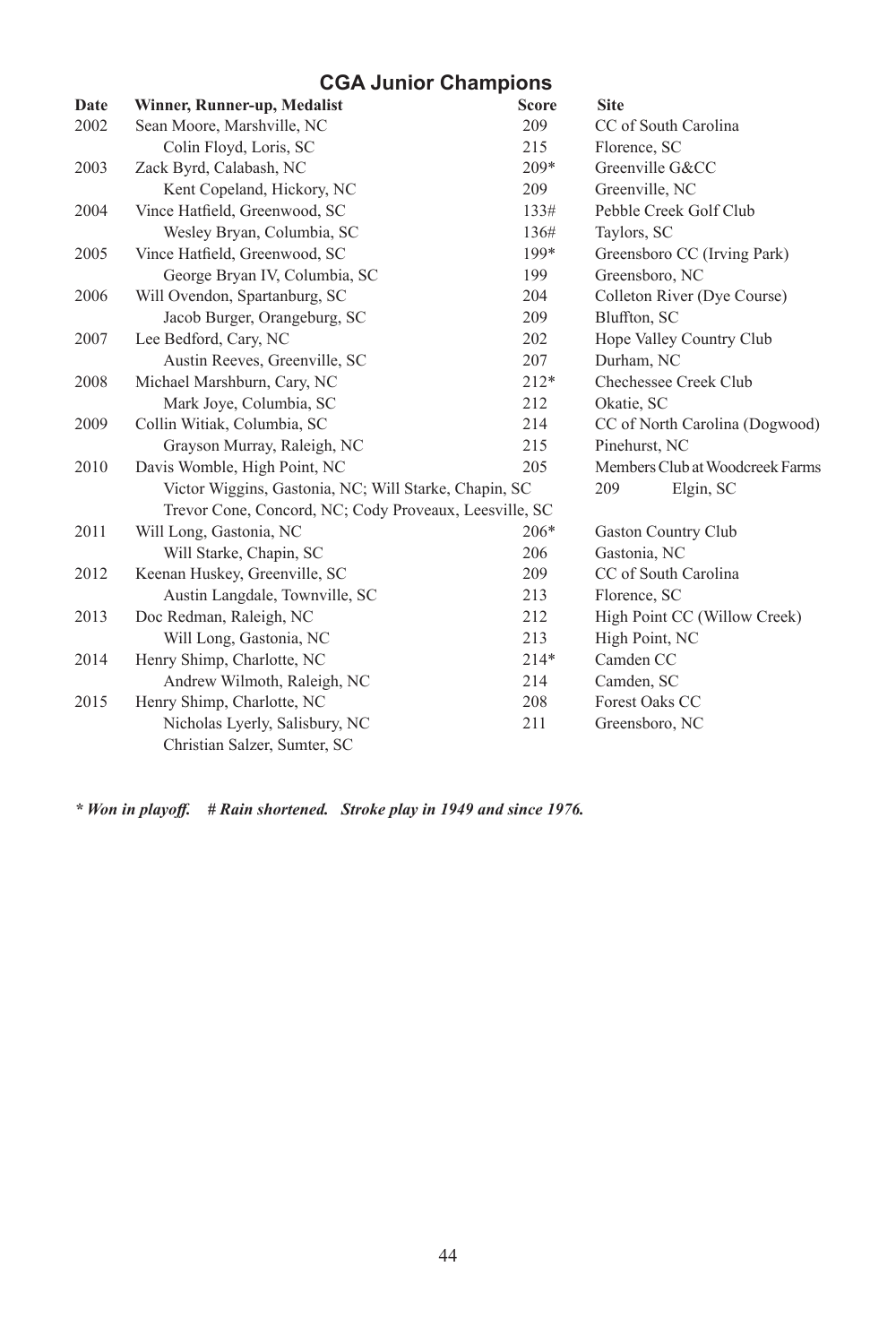## CGA Junior Champions

| Date | Winner, Runner-up, Medalist | Score | Site |
|---|---|---|---|
| 2002 | Sean Moore, Marshville, NC | 209 | CC of South Carolina |
| | Colin Floyd, Loris, SC | 215 | Florence, SC |
| 2003 | Zack Byrd, Calabash, NC | 209* | Greenville G&CC |
| | Kent Copeland, Hickory, NC | 209 | Greenville, NC |
| 2004 | Vince Hatfield, Greenwood, SC | 133# | Pebble Creek Golf Club |
| | Wesley Bryan, Columbia, SC | 136# | Taylors, SC |
| 2005 | Vince Hatfield, Greenwood, SC | 199* | Greensboro CC (Irving Park) |
| | George Bryan IV, Columbia, SC | 199 | Greensboro, NC |
| 2006 | Will Ovendon, Spartanburg, SC | 204 | Colleton River (Dye Course) |
| | Jacob Burger, Orangeburg, SC | 209 | Bluffton, SC |
| 2007 | Lee Bedford, Cary, NC | 202 | Hope Valley Country Club |
| | Austin Reeves, Greenville, SC | 207 | Durham, NC |
| 2008 | Michael Marshburn, Cary, NC | 212* | Chechessee Creek Club |
| | Mark Joye, Columbia, SC | 212 | Okatie, SC |
| 2009 | Collin Witiak, Columbia, SC | 214 | CC of North Carolina (Dogwood) |
| | Grayson Murray, Raleigh, NC | 215 | Pinehurst, NC |
| 2010 | Davis Womble, High Point, NC | 205 | Members Club at Woodcreek Farms |
| | Victor Wiggins, Gastonia, NC; Will Starke, Chapin, SC | 209 | Elgin, SC |
| | Trevor Cone, Concord, NC; Cody Proveaux, Leesville, SC | | |
| 2011 | Will Long, Gastonia, NC | 206* | Gaston Country Club |
| | Will Starke, Chapin, SC | 206 | Gastonia, NC |
| 2012 | Keenan Huskey, Greenville, SC | 209 | CC of South Carolina |
| | Austin Langdale, Townville, SC | 213 | Florence, SC |
| 2013 | Doc Redman, Raleigh, NC | 212 | High Point CC (Willow Creek) |
| | Will Long, Gastonia, NC | 213 | High Point, NC |
| 2014 | Henry Shimp, Charlotte, NC | 214* | Camden CC |
| | Andrew Wilmoth, Raleigh, NC | 214 | Camden, SC |
| 2015 | Henry Shimp, Charlotte, NC | 208 | Forest Oaks CC |
| | Nicholas Lyerly, Salisbury, NC | 211 | Greensboro, NC |
| | Christian Salzer, Sumter, SC | | |

***\* Won in playoff. # Rain shortened. Stroke play in 1949 and since 1976.***